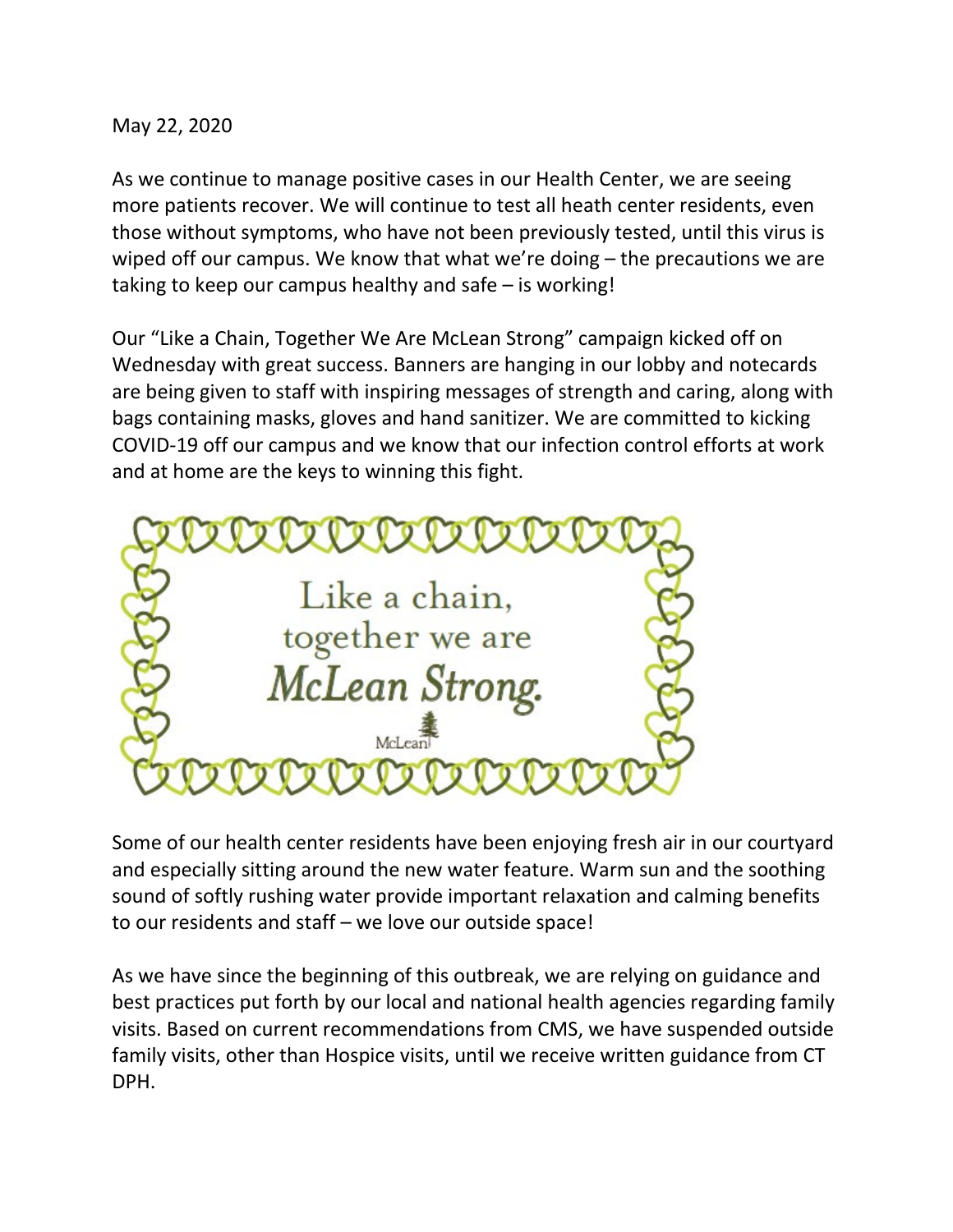May 22, 2020

As we continue to manage positive cases in our Health Center, we are seeing more patients recover. We will continue to test all heath center residents, even those without symptoms, who have not been previously tested, until this virus is wiped off our campus. We know that what we're doing – the precautions we are taking to keep our campus healthy and safe – is working!

Our "Like a Chain, Together We Are McLean Strong" campaign kicked off on Wednesday with great success. Banners are hanging in our lobby and notecards are being given to staff with inspiring messages of strength and caring, along with bags containing masks, gloves and hand sanitizer. We are committed to kicking COVID-19 off our campus and we know that our infection control efforts at work and at home are the keys to winning this fight.

Like a chain,
together we are
*McLean Strong.*

McLean

Some of our health center residents have been enjoying fresh air in our courtyard and especially sitting around the new water feature. Warm sun and the soothing sound of softly rushing water provide important relaxation and calming benefits to our residents and staff – we love our outside space!

As we have since the beginning of this outbreak, we are relying on guidance and best practices put forth by our local and national health agencies regarding family visits. Based on current recommendations from CMS, we have suspended outside family visits, other than Hospice visits, until we receive written guidance from CT DPH.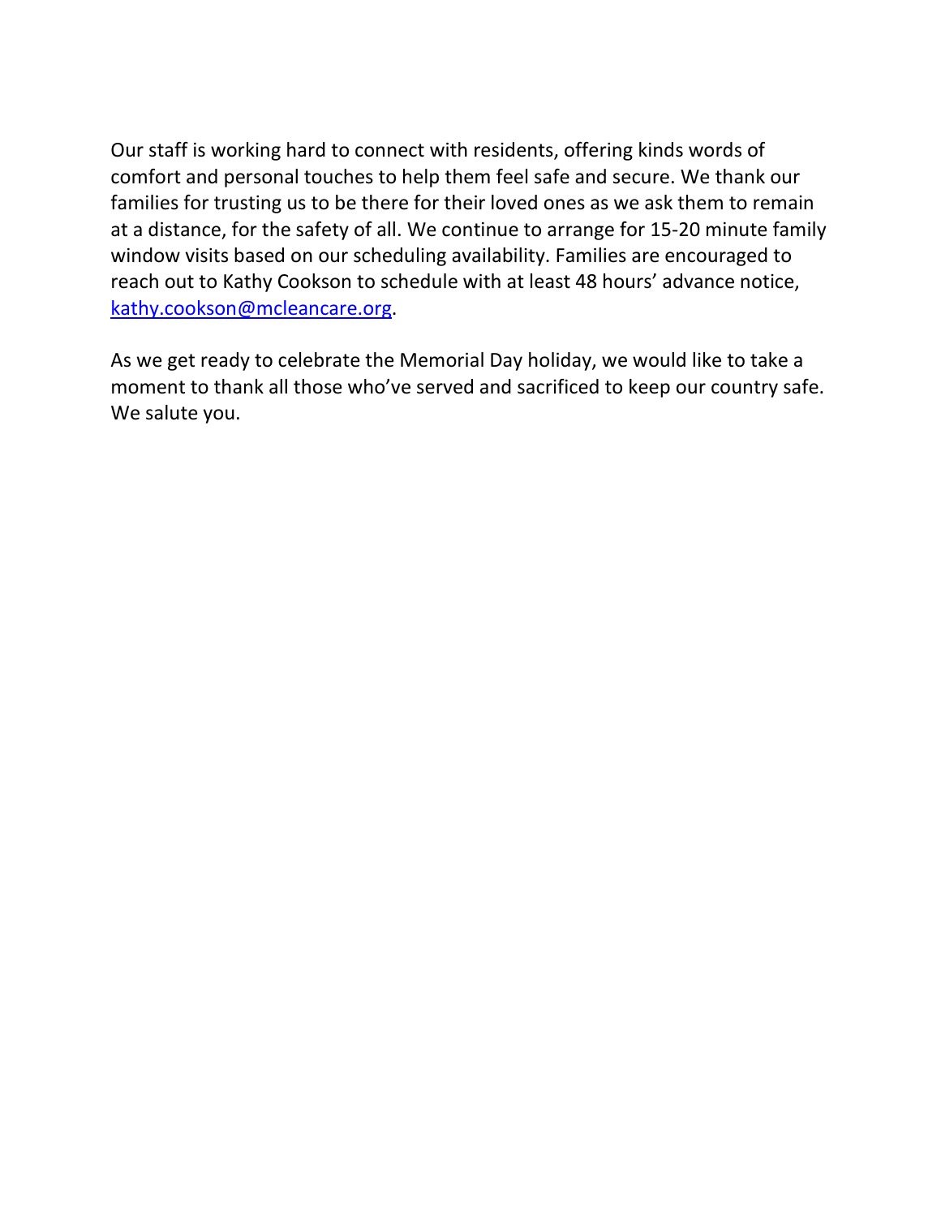Our staff is working hard to connect with residents, offering kinds words of comfort and personal touches to help them feel safe and secure. We thank our families for trusting us to be there for their loved ones as we ask them to remain at a distance, for the safety of all. We continue to arrange for 15-20 minute family window visits based on our scheduling availability. Families are encouraged to reach out to Kathy Cookson to schedule with at least 48 hours' advance notice, kathy.cookson@mcleancare.org.

As we get ready to celebrate the Memorial Day holiday, we would like to take a moment to thank all those who've served and sacrificed to keep our country safe. We salute you.